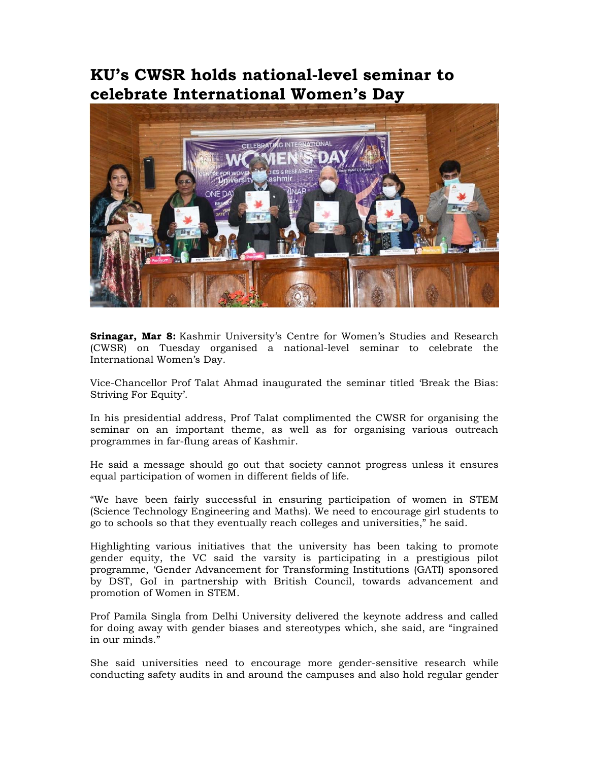# KU's CWSR holds national-level seminar to celebrate International Women's Day

**Srinagar, Mar 8:** Kashmir University's Centre for Women's Studies and Research (CWSR) on Tuesday organised a national-level seminar to celebrate the International Women's Day.

Vice-Chancellor Prof Talat Ahmad inaugurated the seminar titled 'Break the Bias: Striving For Equity'.

In his presidential address, Prof Talat complimented the CWSR for organising the seminar on an important theme, as well as for organising various outreach programmes in far-flung areas of Kashmir.

He said a message should go out that society cannot progress unless it ensures equal participation of women in different fields of life.

"We have been fairly successful in ensuring participation of women in STEM (Science Technology Engineering and Maths). We need to encourage girl students to go to schools so that they eventually reach colleges and universities," he said.

Highlighting various initiatives that the university has been taking to promote gender equity, the VC said the varsity is participating in a prestigious pilot programme, 'Gender Advancement for Transforming Institutions (GATI) sponsored by DST, GoI in partnership with British Council, towards advancement and promotion of Women in STEM.

Prof Pamila Singla from Delhi University delivered the keynote address and called for doing away with gender biases and stereotypes which, she said, are "ingrained in our minds."

She said universities need to encourage more gender-sensitive research while conducting safety audits in and around the campuses and also hold regular gender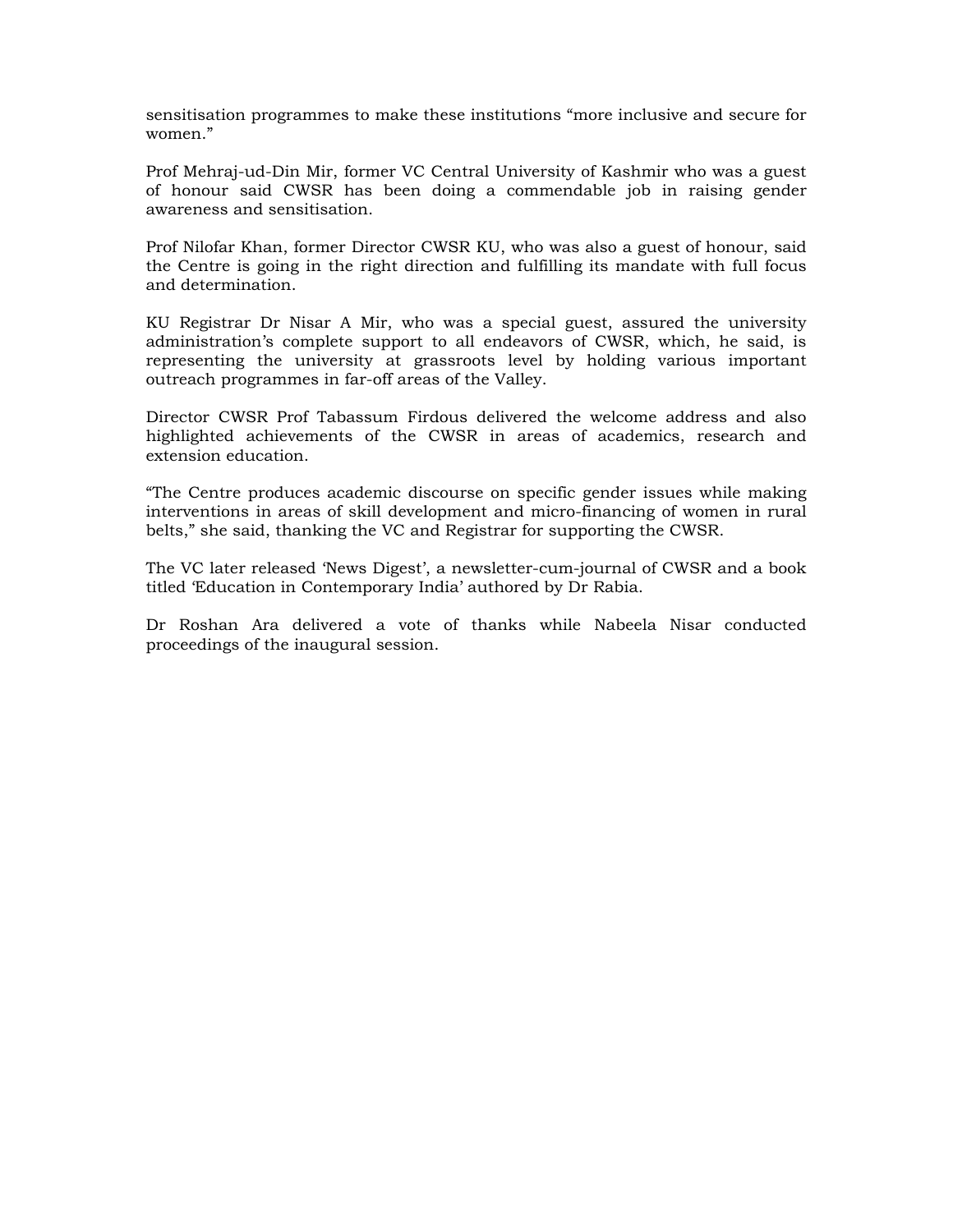sensitisation programmes to make these institutions "more inclusive and secure for women."

Prof Mehraj-ud-Din Mir, former VC Central University of Kashmir who was a guest of honour said CWSR has been doing a commendable job in raising gender awareness and sensitisation.

Prof Nilofar Khan, former Director CWSR KU, who was also a guest of honour, said the Centre is going in the right direction and fulfilling its mandate with full focus and determination.

KU Registrar Dr Nisar A Mir, who was a special guest, assured the university administration's complete support to all endeavors of CWSR, which, he said, is representing the university at grassroots level by holding various important outreach programmes in far-off areas of the Valley.

Director CWSR Prof Tabassum Firdous delivered the welcome address and also highlighted achievements of the CWSR in areas of academics, research and extension education.

"The Centre produces academic discourse on specific gender issues while making interventions in areas of skill development and micro-financing of women in rural belts," she said, thanking the VC and Registrar for supporting the CWSR.

The VC later released 'News Digest', a newsletter-cum-journal of CWSR and a book titled 'Education in Contemporary India' authored by Dr Rabia.

Dr Roshan Ara delivered a vote of thanks while Nabeela Nisar conducted proceedings of the inaugural session.